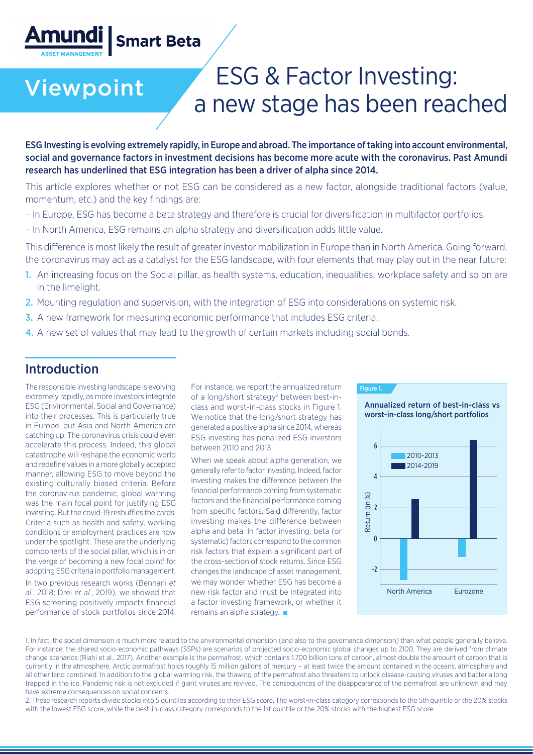# ESG & Factor Investing: a new stage has been reached

Viewpoint

**ESG Investing is evolving extremely rapidly, in Europe and abroad. The importance of taking into account environmental, social and governance factors in investment decisions has become more acute with the coronavirus. Past Amundi research has underlined that ESG integration has been a driver of alpha since 2014.**

This article explores whether or not ESG can be considered as a new factor, alongside traditional factors (value, momentum, etc.) and the key findings are:

- In Europe, ESG has become a beta strategy and therefore is crucial for diversification in multifactor portfolios.
- In North America, ESG remains an alpha strategy and diversification adds little value.

This difference is most likely the result of greater investor mobilization in Europe than in North America. Going forward, the coronavirus may act as a catalyst for the ESG landscape, with four elements that may play out in the near future:

1. An increasing focus on the Social pillar, as health systems, education, inequalities, workplace safety and so on are in the limelight.
2. Mounting regulation and supervision, with the integration of ESG into considerations on systemic risk.
3. A new framework for measuring economic performance that includes ESG criteria.
4. A new set of values that may lead to the growth of certain markets including social bonds.

## Introduction

The responsible investing landscape is evolving extremely rapidly, as more investors integrate ESG (Environmental, Social and Governance) into their processes. This is particularly true in Europe, but Asia and North America are catching up. The coronavirus crisis could even accelerate this process. Indeed, this global catastrophe will reshape the economic world and redefine values in a more globally accepted manner, allowing ESG to move beyond the existing culturally biased criteria. Before the coronavirus pandemic, global warming was the main focal point for justifying ESG investing. But the covid-19 reshuffles the cards. Criteria such as health and safety, working conditions or employment practices are now under the spotlight. These are the underlying components of the social pillar, which is in on the verge of becoming a new focal point[1] for adopting ESG criteria in portfolio management.

In two previous research works (Bennani *et al.*, 2018; Drei *et al.*, 2019), we showed that ESG screening positively impacts financial performance of stock portfolios since 2014. For instance, we report the annualized return of a long/short strategy[2] between best-in-class and worst-in-class stocks in Figure 1. We notice that the long/short strategy has generated a positive alpha since 2014, whereas ESG investing has penalized ESG investors between 2010 and 2013.

When we speak about alpha generation, we generally refer to factor investing. Indeed, factor investing makes the difference between the financial performance coming from systematic factors and the financial performance coming from specific factors. Said differently, factor investing makes the difference between alpha and beta. In factor investing, beta (or systematic) factors correspond to the common risk factors that explain a significant part of the cross-section of stock returns. Since ESG changes the landscape of asset management, we may wonder whether ESG has become a new risk factor and must be integrated into a factor investing framework, or whether it remains an alpha strategy.

Figure 1.

**Annualized return of best-in-class vs worst-in-class long/short portfolios**

| | 2010-2013 | 2014-2019 |
|---|---|---|
| North America | ≈ -2.7 | ≈ 2.6 |
| Eurozone | ≈ -1.2 | ≈ 6.4 |

Return (in %)

1. In fact, the social dimension is much more related to the environmental dimension (and also to the governance dimension) than what people generally believe. For instance, the shared socio-economic pathways (SSPs) are scenarios of projected socio-economic global changes up to 2100. They are derived from climate change scenarios (Riahi et al., 2017). Another example is the permafrost, which contains 1.700 billion tons of carbon, almost double the amount of carbon that is currently in the atmosphere. Arctic permafrost holds roughly 15 million gallons of mercury – at least twice the amount contained in the oceans, atmosphere and all other land combined. In addition to the global warming risk, the thawing of the permafrost also threatens to unlock disease-causing viruses and bacteria long trapped in the ice. Pandemic risk is not excluded if giant viruses are revived. The consequences of the disappearance of the permafrost are unknown and may have extreme consequences on social concerns.

2. These research reports divide stocks into 5 quintiles according to their ESG score. The worst-in-class category corresponds to the 5th quintile or the 20% stocks with the lowest ESG score, while the best-in-class category corresponds to the 1st quintile or the 20% stocks with the highest ESG score.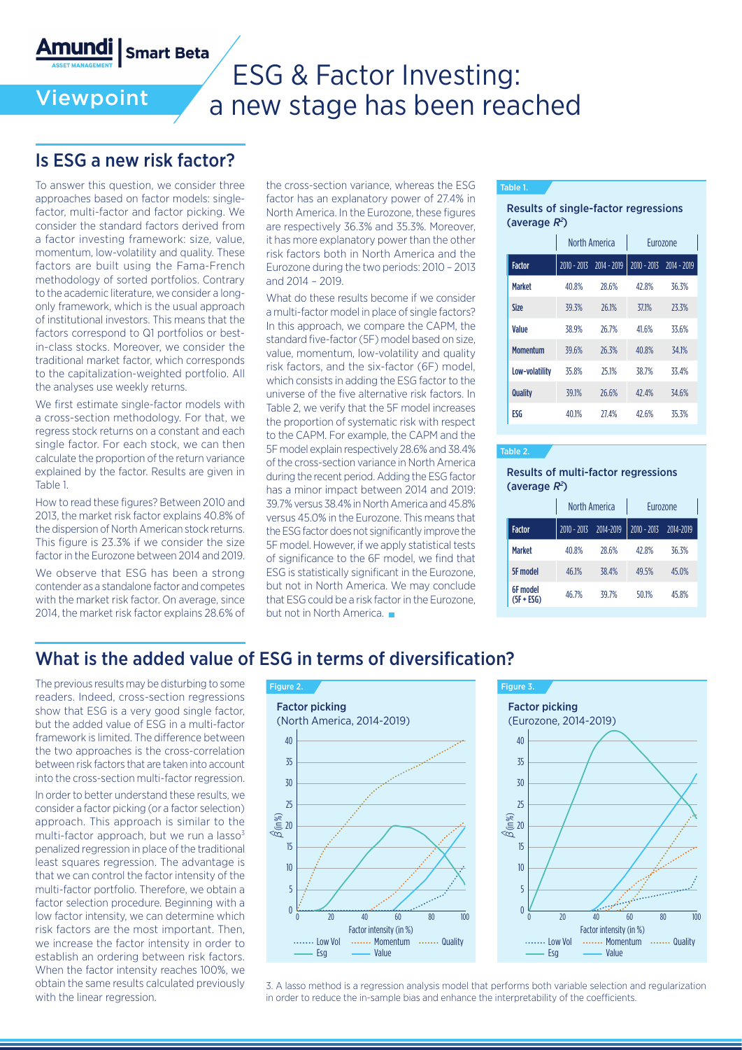# ESG & Factor Investing: a new stage has been reached

## Is ESG a new risk factor?

To answer this question, we consider three approaches based on factor models: single-factor, multi-factor and factor picking. We consider the standard factors derived from a factor investing framework: size, value, momentum, low-volatility and quality. These factors are built using the Fama-French methodology of sorted portfolios. Contrary to the academic literature, we consider a long-only framework, which is the usual approach of institutional investors. This means that the factors correspond to Q1 portfolios or best-in-class stocks. Moreover, we consider the traditional market factor, which corresponds to the capitalization-weighted portfolio. All the analyses use weekly returns.

We first estimate single-factor models with a cross-section methodology. For that, we regress stock returns on a constant and each single factor. For each stock, we can then calculate the proportion of the return variance explained by the factor. Results are given in Table 1.

How to read these figures? Between 2010 and 2013, the market risk factor explains 40.8% of the dispersion of North American stock returns. This figure is 23.3% if we consider the size factor in the Eurozone between 2014 and 2019.

We observe that ESG has been a strong contender as a standalone factor and competes with the market risk factor. On average, since 2014, the market risk factor explains 28.6% of the cross-section variance, whereas the ESG factor has an explanatory power of 27.4% in North America. In the Eurozone, these figures are respectively 36.3% and 35.3%. Moreover, it has more explanatory power than the other risk factors both in North America and the Eurozone during the two periods: 2010 – 2013 and 2014 – 2019.

What do these results become if we consider a multi-factor model in place of single factors? In this approach, we compare the CAPM, the standard five-factor (5F) model based on size, value, momentum, low-volatility and quality risk factors, and the six-factor (6F) model, which consists in adding the ESG factor to the universe of the five alternative risk factors. In Table 2, we verify that the 5F model increases the proportion of systematic risk with respect to the CAPM. For example, the CAPM and the 5F model explain respectively 28.6% and 38.4% of the cross-section variance in North America during the recent period. Adding the ESG factor has a minor impact between 2014 and 2019: 39.7% versus 38.4% in North America and 45.8% versus 45.0% in the Eurozone. This means that the ESG factor does not significantly improve the 5F model. However, if we apply statistical tests of significance to the 6F model, we find that ESG is statistically significant in the Eurozone, but not in North America. We may conclude that ESG could be a risk factor in the Eurozone, but not in North America.

Table 1.

Results of single-factor regressions (average $R^2$)

| | North America | | Eurozone | |
|---|---|---|---|---|
| **Factor** | 2010 - 2013 | 2014 - 2019 | 2010 - 2013 | 2014 - 2019 |
| **Market** | 40.8% | 28.6% | 42.8% | 36.3% |
| **Size** | 39.3% | 26.1% | 37.1% | 23.3% |
| **Value** | 38.9% | 26.7% | 41.6% | 33.6% |
| **Momentum** | 39.6% | 26.3% | 40.8% | 34.1% |
| **Low-volatility** | 35.8% | 25.1% | 38.7% | 33.4% |
| **Quality** | 39.1% | 26.6% | 42.4% | 34.6% |
| **ESG** | 40.1% | 27.4% | 42.6% | 35.3% |

Table 2.

Results of multi-factor regressions (average $R^2$)

| | North America | | Eurozone | |
|---|---|---|---|---|
| **Factor** | 2010 - 2013 | 2014-2019 | 2010 - 2013 | 2014-2019 |
| **Market** | 40.8% | 28.6% | 42.8% | 36.3% |
| **5F model** | 46.1% | 38.4% | 49.5% | 45.0% |
| **6F model (5F + ESG)** | 46.7% | 39.7% | 50.1% | 45.8% |

## What is the added value of ESG in terms of diversification?

The previous results may be disturbing to some readers. Indeed, cross-section regressions show that ESG is a very good single factor, but the added value of ESG in a multi-factor framework is limited. The difference between the two approaches is the cross-correlation between risk factors that are taken into account into the cross-section multi-factor regression.

In order to better understand these results, we consider a factor picking (or a factor selection) approach. This approach is similar to the multi-factor approach, but we run a lasso[3] penalized regression in place of the traditional least squares regression. The advantage is that we can control the factor intensity of the multi-factor portfolio. Therefore, we obtain a factor selection procedure. Beginning with a low factor intensity, we can determine which risk factors are the most important. Then, we increase the factor intensity in order to establish an ordering between risk factors. When the factor intensity reaches 100%, we obtain the same results calculated previously with the linear regression.

Figure 2.

Factor picking (North America, 2014-2019)

Figure 3.

Factor picking (Eurozone, 2014-2019)

3. A lasso method is a regression analysis model that performs both variable selection and regularization in order to reduce the in-sample bias and enhance the interpretability of the coefficients.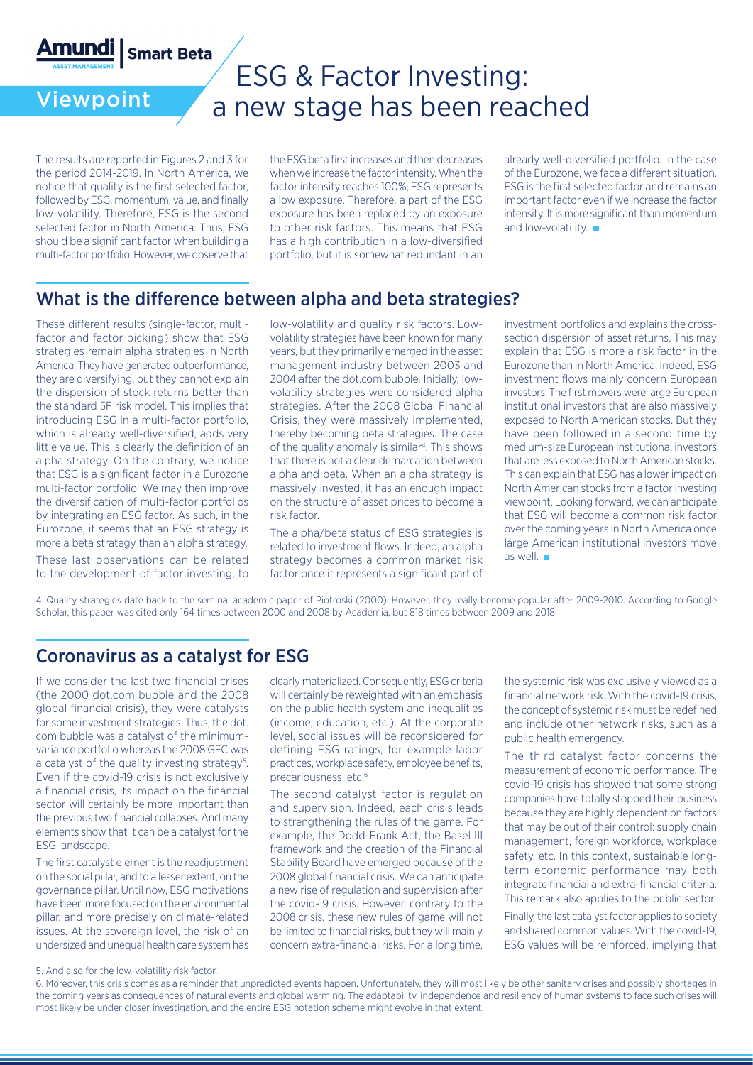The results are reported in Figures 2 and 3 for the period 2014-2019. In North America, we notice that quality is the first selected factor, followed by ESG, momentum, value, and finally low-volatility. Therefore, ESG is the second selected factor in North America. Thus, ESG should be a significant factor when building a multi-factor portfolio. However, we observe that the ESG beta first increases and then decreases when we increase the factor intensity. When the factor intensity reaches 100%, ESG represents a low exposure. Therefore, a part of the ESG exposure has been replaced by an exposure to other risk factors. This means that ESG has a high contribution in a low-diversified portfolio, but it is somewhat redundant in an already well-diversified portfolio. In the case of the Eurozone, we face a different situation. ESG is the first selected factor and remains an important factor even if we increase the factor intensity. It is more significant than momentum and low-volatility.

## What is the difference between alpha and beta strategies?

These different results (single-factor, multi-factor and factor picking) show that ESG strategies remain alpha strategies in North America. They have generated outperformance, they are diversifying, but they cannot explain the dispersion of stock returns better than the standard 5F risk model. This implies that introducing ESG in a multi-factor portfolio, which is already well-diversified, adds very little value. This is clearly the definition of an alpha strategy. On the contrary, we notice that ESG is a significant factor in a Eurozone multi-factor portfolio. We may then improve the diversification of multi-factor portfolios by integrating an ESG factor. As such, in the Eurozone, it seems that an ESG strategy is more a beta strategy than an alpha strategy.

These last observations can be related to the development of factor investing, to low-volatility and quality risk factors. Low-volatility strategies have been known for many years, but they primarily emerged in the asset management industry between 2003 and 2004 after the dot.com bubble. Initially, low-volatility strategies were considered alpha strategies. After the 2008 Global Financial Crisis, they were massively implemented, thereby becoming beta strategies. The case of the quality anomaly is similar[4]. This shows that there is not a clear demarcation between alpha and beta. When an alpha strategy is massively invested, it has an enough impact on the structure of asset prices to become a risk factor.

The alpha/beta status of ESG strategies is related to investment flows. Indeed, an alpha strategy becomes a common market risk factor once it represents a significant part of investment portfolios and explains the cross-section dispersion of asset returns. This may explain that ESG is more a risk factor in the Eurozone than in North America. Indeed, ESG investment flows mainly concern European investors. The first movers were large European institutional investors that are also massively exposed to North American stocks. But they have been followed in a second time by medium-size European institutional investors that are less exposed to North American stocks. This can explain that ESG has a lower impact on North American stocks from a factor investing viewpoint. Looking forward, we can anticipate that ESG will become a common risk factor over the coming years in North America once large American institutional investors move as well.

4. Quality strategies date back to the seminal academic paper of Piotroski (2000). However, they really become popular after 2009-2010. According to Google Scholar, this paper was cited only 164 times between 2000 and 2008 by Academia, but 818 times between 2009 and 2018.

## Coronavirus as a catalyst for ESG

If we consider the last two financial crises (the 2000 dot.com bubble and the 2008 global financial crisis), they were catalysts for some investment strategies. Thus, the dot.com bubble was a catalyst of the minimum-variance portfolio whereas the 2008 GFC was a catalyst of the quality investing strategy[5]. Even if the covid-19 crisis is not exclusively a financial crisis, its impact on the financial sector will certainly be more important than the previous two financial collapses. And many elements show that it can be a catalyst for the ESG landscape.

The first catalyst element is the readjustment on the social pillar, and to a lesser extent, on the governance pillar. Until now, ESG motivations have been more focused on the environmental pillar, and more precisely on climate-related issues. At the sovereign level, the risk of an undersized and unequal health care system has clearly materialized. Consequently, ESG criteria will certainly be reweighted with an emphasis on the public health system and inequalities (income, education, etc.). At the corporate level, social issues will be reconsidered for defining ESG ratings, for example labor practices, workplace safety, employee benefits, precariousness, etc.[6]

The second catalyst factor is regulation and supervision. Indeed, each crisis leads to strengthening the rules of the game. For example, the Dodd-Frank Act, the Basel III framework and the creation of the Financial Stability Board have emerged because of the 2008 global financial crisis. We can anticipate a new rise of regulation and supervision after the covid-19 crisis. However, contrary to the 2008 crisis, these new rules of game will not be limited to financial risks, but they will mainly concern extra-financial risks. For a long time, the systemic risk was exclusively viewed as a financial network risk. With the covid-19 crisis, the concept of systemic risk must be redefined and include other network risks, such as a public health emergency.

The third catalyst factor concerns the measurement of economic performance. The covid-19 crisis has showed that some strong companies have totally stopped their business because they are highly dependent on factors that may be out of their control: supply chain management, foreign workforce, workplace safety, etc. In this context, sustainable long-term economic performance may both integrate financial and extra-financial criteria. This remark also applies to the public sector.

Finally, the last catalyst factor applies to society and shared common values. With the covid-19, ESG values will be reinforced, implying that

5. And also for the low-volatility risk factor.

6. Moreover, this crisis comes as a reminder that unpredicted events happen. Unfortunately, they will most likely be other sanitary crises and possibly shortages in the coming years as consequences of natural events and global warming. The adaptability, independence and resiliency of human systems to face such crises will most likely be under closer investigation, and the entire ESG notation scheme might evolve in that extent.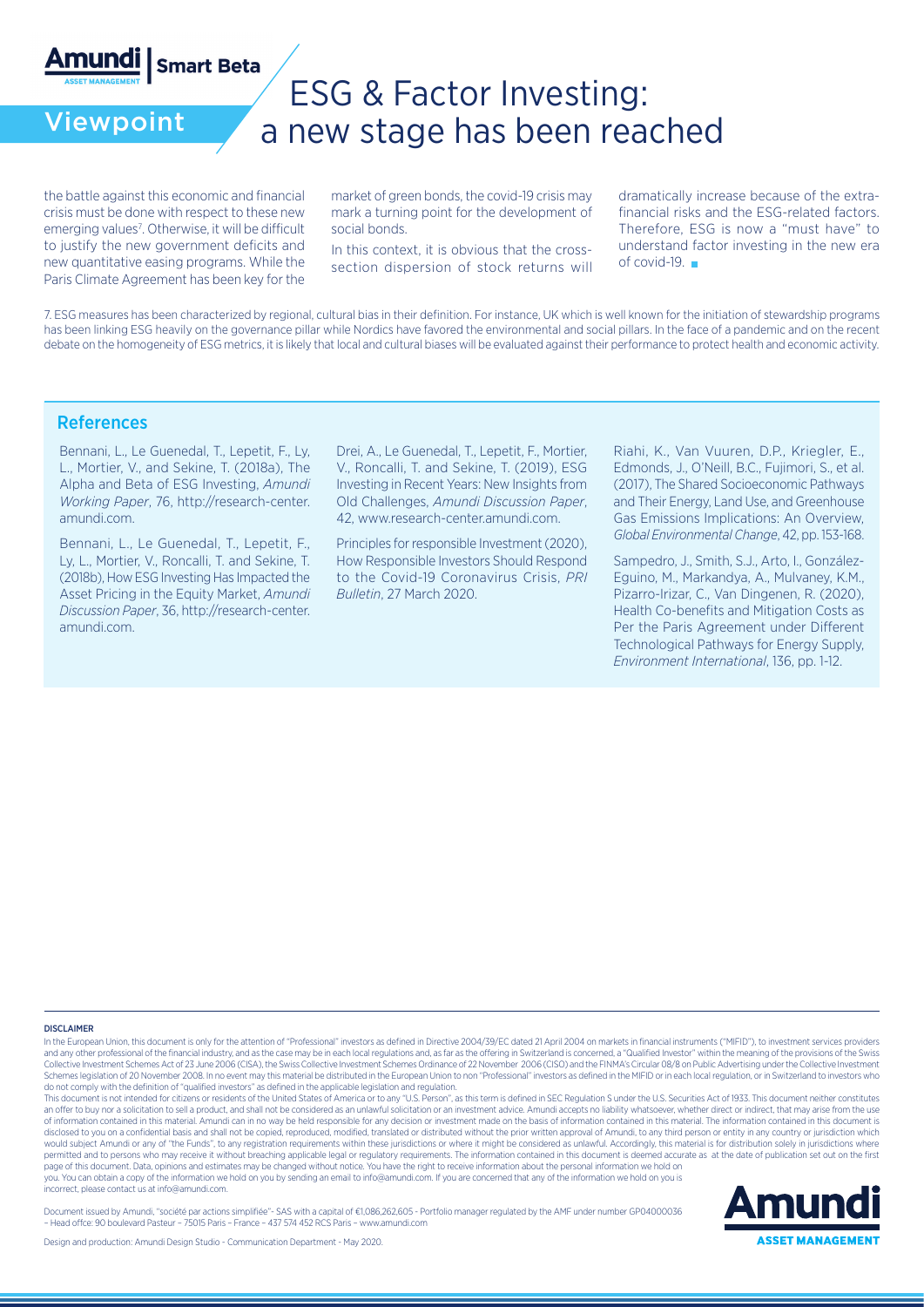the battle against this economic and financial crisis must be done with respect to these new emerging values[7]. Otherwise, it will be difficult to justify the new government deficits and new quantitative easing programs. While the Paris Climate Agreement has been key for the market of green bonds, the covid-19 crisis may mark a turning point for the development of social bonds.

In this context, it is obvious that the cross-section dispersion of stock returns will dramatically increase because of the extra-financial risks and the ESG-related factors. Therefore, ESG is now a "must have" to understand factor investing in the new era of covid-19.

7. ESG measures has been characterized by regional, cultural bias in their definition. For instance, UK which is well known for the initiation of stewardship programs has been linking ESG heavily on the governance pillar while Nordics have favored the environmental and social pillars. In the face of a pandemic and on the recent debate on the homogeneity of ESG metrics, it is likely that local and cultural biases will be evaluated against their performance to protect health and economic activity.

## References

Bennani, L., Le Guenedal, T., Lepetit, F., Ly, L., Mortier, V., and Sekine, T. (2018a), The Alpha and Beta of ESG Investing, *Amundi Working Paper*, 76, http://research-center.amundi.com.

Bennani, L., Le Guenedal, T., Lepetit, F., Ly, L., Mortier, V., Roncalli, T. and Sekine, T. (2018b), How ESG Investing Has Impacted the Asset Pricing in the Equity Market, *Amundi Discussion Paper*, 36, http://research-center.amundi.com.

Drei, A., Le Guenedal, T., Lepetit, F., Mortier, V., Roncalli, T. and Sekine, T. (2019), ESG Investing in Recent Years: New Insights from Old Challenges, *Amundi Discussion Paper*, 42, www.research-center.amundi.com.

Principles for responsible Investment (2020), How Responsible Investors Should Respond to the Covid-19 Coronavirus Crisis, *PRI Bulletin*, 27 March 2020.

Riahi, K., Van Vuuren, D.P., Kriegler, E., Edmonds, J., O'Neill, B.C., Fujimori, S., et al. (2017), The Shared Socioeconomic Pathways and Their Energy, Land Use, and Greenhouse Gas Emissions Implications: An Overview, *Global Environmental Change*, 42, pp. 153-168.

Sampedro, J., Smith, S.J., Arto, I., González-Eguino, M., Markandya, A., Mulvaney, K.M., Pizarro-Irizar, C., Van Dingenen, R. (2020), Health Co-benefits and Mitigation Costs as Per the Paris Agreement under Different Technological Pathways for Energy Supply, *Environment International*, 136, pp. 1-12.

**DISCLAIMER**

In the European Union, this document is only for the attention of "Professional" investors as defined in Directive 2004/39/EC dated 21 April 2004 on markets in financial instruments ("MIFID"), to investment services providers and any other professional of the financial industry, and as the case may be in each local regulations and, as far as the offering in Switzerland is concerned, a "Qualified Investor" within the meaning of the provisions of the Swiss Collective Investment Schemes Act of 23 June 2006 (CISA), the Swiss Collective Investment Schemes Ordinance of 22 November 2006 (CISO) and the FINMA's Circular 08/8 on Public Advertising under the Collective Investment Schemes legislation of 20 November 2008. In no event may this material be distributed in the European Union to non "Professional" investors as defined in the MIFID or in each local regulation, or in Switzerland to investors who do not comply with the definition of "qualified investors" as defined in the applicable legislation and regulation.

This document is not intended for citizens or residents of the United States of America or to any "U.S. Person", as this term is defined in SEC Regulation S under the U.S. Securities Act of 1933. This document neither constitutes an offer to buy nor a solicitation to sell a product, and shall not be considered as an unlawful solicitation or an investment advice. Amundi accepts no liability whatsoever, whether direct or indirect, that may arise from the use of information contained in this material. Amundi can in no way be held responsible for any decision or investment made on the basis of information contained in this material. The information contained in this document is disclosed to you on a confidential basis and shall not be copied, reproduced, modified, translated or distributed without the prior written approval of Amundi, to any third person or entity in any country or jurisdiction which would subject Amundi or any of "the Funds", to any registration requirements within these jurisdictions or where it might be considered as unlawful. Accordingly, this material is for distribution solely in jurisdictions where permitted and to persons who may receive it without breaching applicable legal or regulatory requirements. The information contained in this document is deemed accurate as at the date of publication set out on the first page of this document. Data, opinions and estimates may be changed without notice. You have the right to receive information about the personal information we hold on you. You can obtain a copy of the information we hold on you by sending an email to info@amundi.com. If you are concerned that any of the information we hold on you is incorrect, please contact us at info@amundi.com.

Document issued by Amundi, "société par actions simplifiée"- SAS with a capital of €1,086,262,605 - Portfolio manager regulated by the AMF under number GP04000036 – Head office: 90 boulevard Pasteur – 75015 Paris – France – 437 574 452 RCS Paris – www.amundi.com

Design and production: Amundi Design Studio - Communication Department - May 2020.